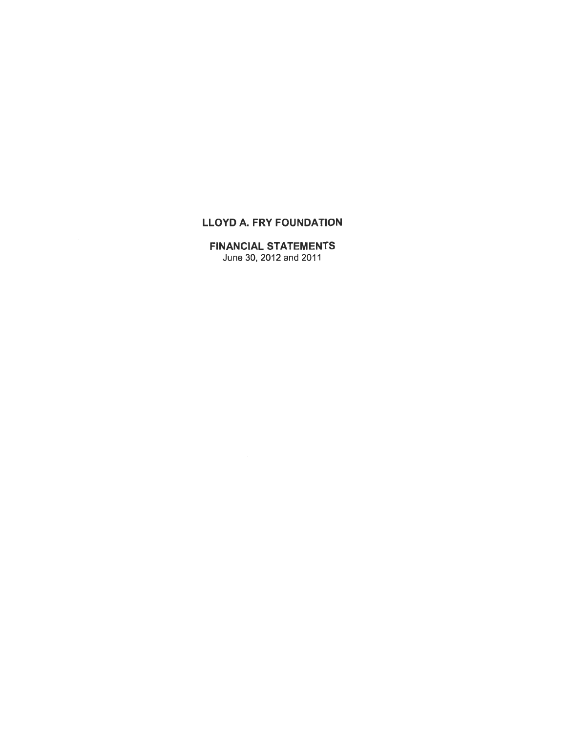# LLOYD A. FRY FOUNDATION

## FINANCIAL STATEMENTS

June 30, 2012 and 2011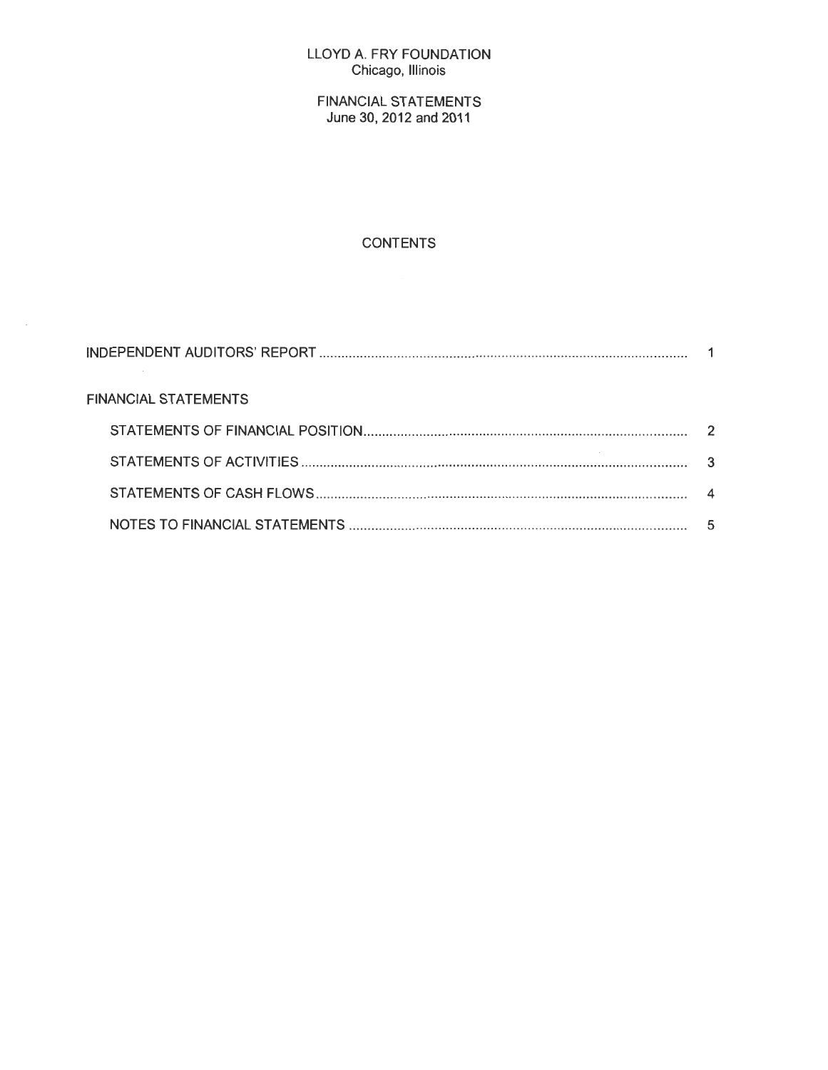LLOYD A. FRY FOUNDATION
Chicago, Illinois

FINANCIAL STATEMENTS
June 30, 2012 and 2011

CONTENTS

| | |
|---|---|
| INDEPENDENT AUDITORS' REPORT | 1 |
| FINANCIAL STATEMENTS | |
| STATEMENTS OF FINANCIAL POSITION | 2 |
| STATEMENTS OF ACTIVITIES | 3 |
| STATEMENTS OF CASH FLOWS | 4 |
| NOTES TO FINANCIAL STATEMENTS | 5 |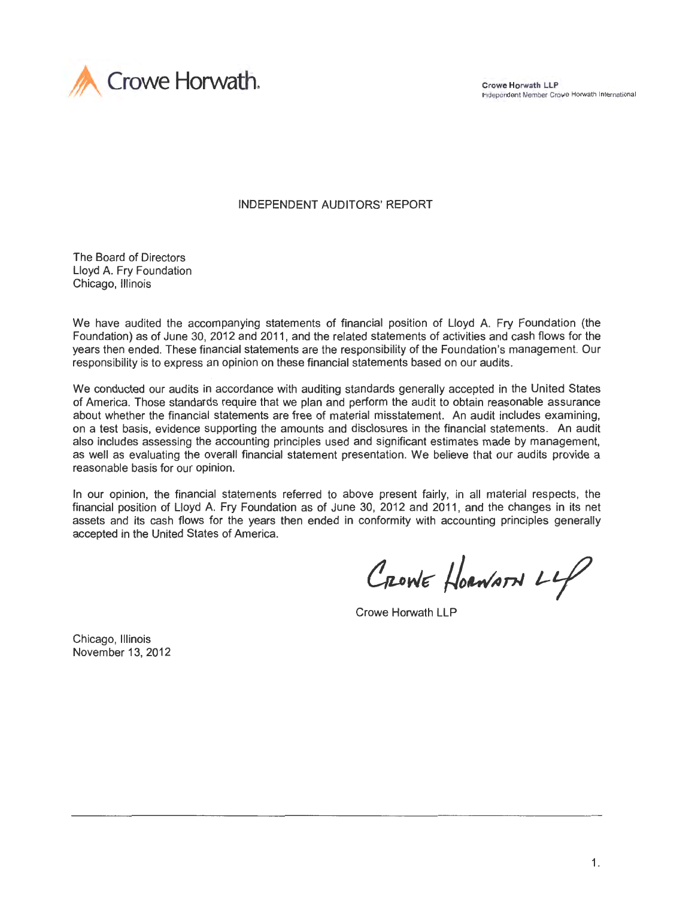Crowe Horwath.

**Crowe Horwath LLP**
Independent Member Crowe Horwath International

# INDEPENDENT AUDITORS' REPORT

The Board of Directors
Lloyd A. Fry Foundation
Chicago, Illinois

We have audited the accompanying statements of financial position of Lloyd A. Fry Foundation (the Foundation) as of June 30, 2012 and 2011, and the related statements of activities and cash flows for the years then ended. These financial statements are the responsibility of the Foundation's management. Our responsibility is to express an opinion on these financial statements based on our audits.

We conducted our audits in accordance with auditing standards generally accepted in the United States of America. Those standards require that we plan and perform the audit to obtain reasonable assurance about whether the financial statements are free of material misstatement. An audit includes examining, on a test basis, evidence supporting the amounts and disclosures in the financial statements. An audit also includes assessing the accounting principles used and significant estimates made by management, as well as evaluating the overall financial statement presentation. We believe that our audits provide a reasonable basis for our opinion.

In our opinion, the financial statements referred to above present fairly, in all material respects, the financial position of Lloyd A. Fry Foundation as of June 30, 2012 and 2011, and the changes in its net assets and its cash flows for the years then ended in conformity with accounting principles generally accepted in the United States of America.

Crowe Horwath LLP

Crowe Horwath LLP

Chicago, Illinois
November 13, 2012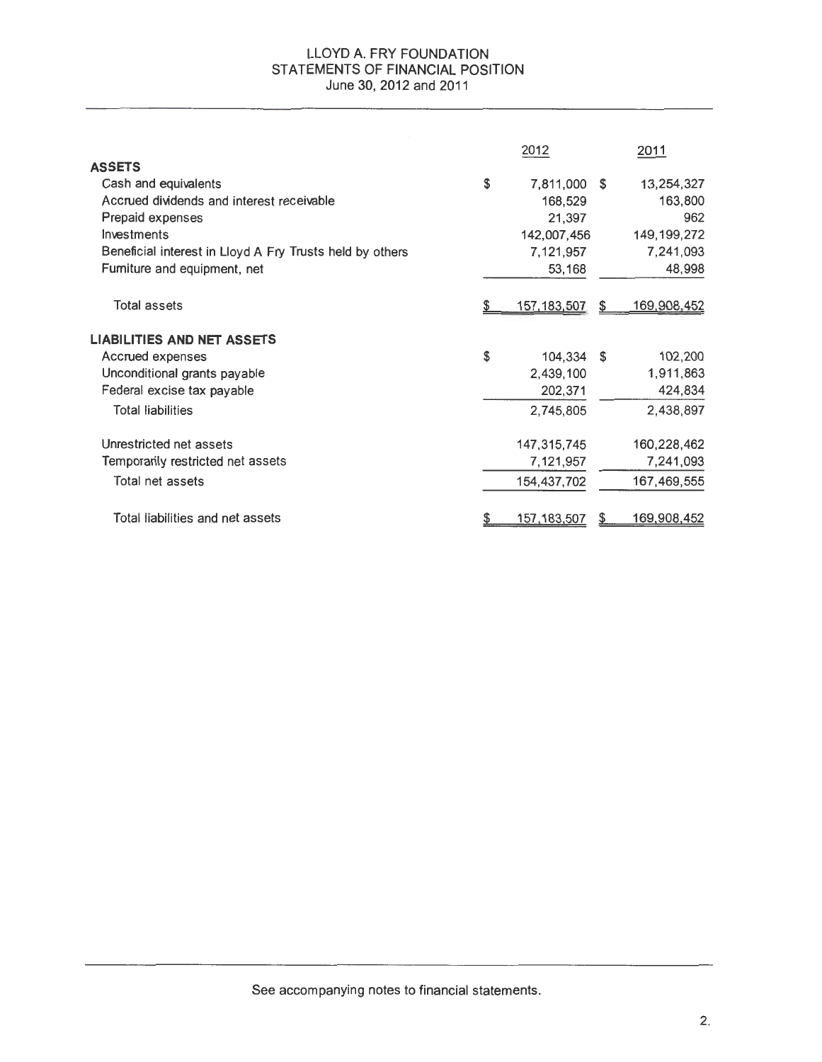# LLOYD A. FRY FOUNDATION
## STATEMENTS OF FINANCIAL POSITION
June 30, 2012 and 2011

| | 2012 | 2011 |
|---|---|---|
| **ASSETS** | | |
| Cash and equivalents | $ 7,811,000 | $ 13,254,327 |
| Accrued dividends and interest receivable | 168,529 | 163,800 |
| Prepaid expenses | 21,397 | 962 |
| Investments | 142,007,456 | 149,199,272 |
| Beneficial interest in Lloyd A Fry Trusts held by others | 7,121,957 | 7,241,093 |
| Furniture and equipment, net | 53,168 | 48,998 |
| Total assets | $ 157,183,507 | $ 169,908,452 |
| **LIABILITIES AND NET ASSETS** | | |
| Accrued expenses | $ 104,334 | $ 102,200 |
| Unconditional grants payable | 2,439,100 | 1,911,863 |
| Federal excise tax payable | 202,371 | 424,834 |
| Total liabilities | 2,745,805 | 2,438,897 |
| Unrestricted net assets | 147,315,745 | 160,228,462 |
| Temporarily restricted net assets | 7,121,957 | 7,241,093 |
| Total net assets | 154,437,702 | 167,469,555 |
| Total liabilities and net assets | $ 157,183,507 | $ 169,908,452 |

See accompanying notes to financial statements.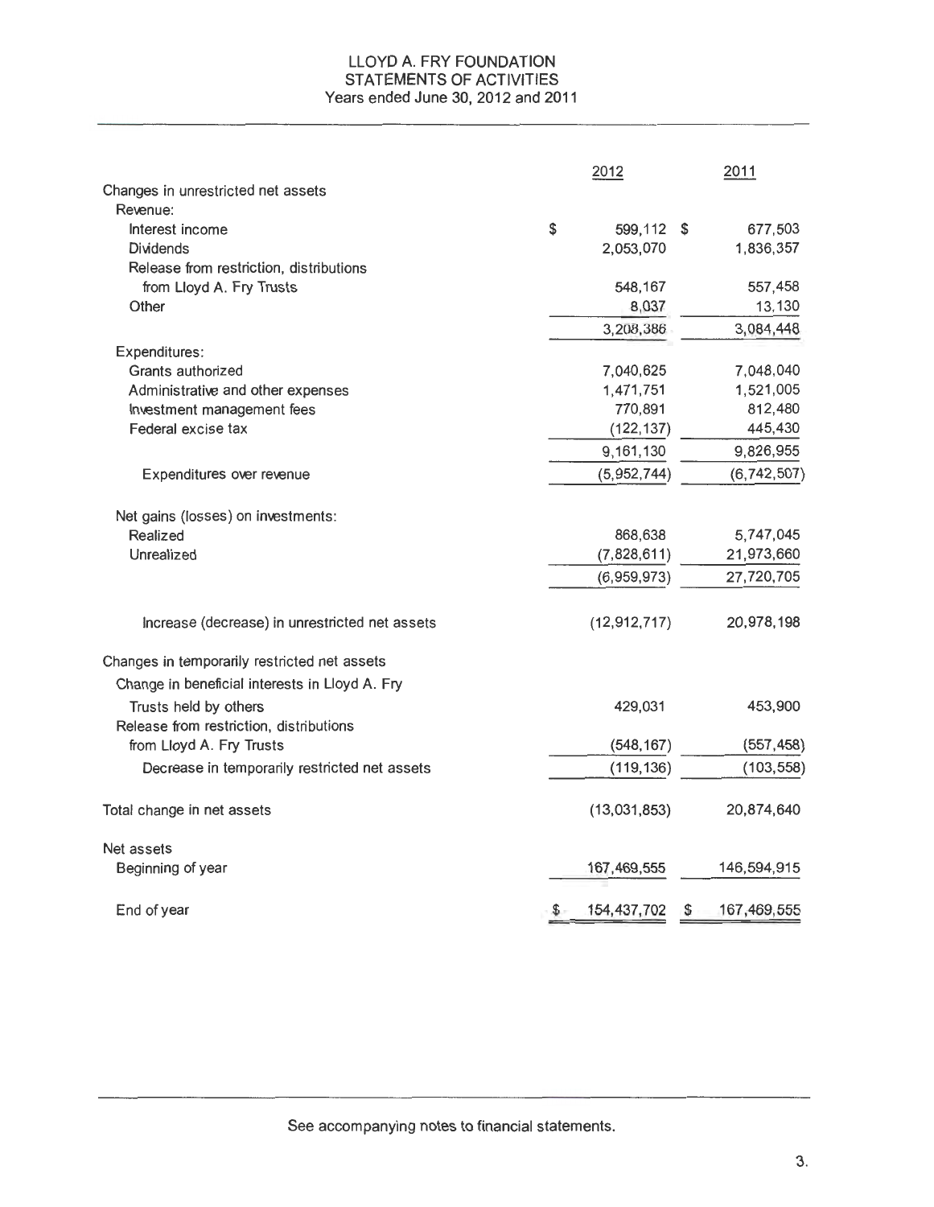# LLOYD A. FRY FOUNDATION
## STATEMENTS OF ACTIVITIES
### Years ended June 30, 2012 and 2011

| | 2012 | 2011 |
|---|---|---|
| Changes in unrestricted net assets | | |
| Revenue: | | |
| Interest income | $ 599,112 | $ 677,503 |
| Dividends | 2,053,070 | 1,836,357 |
| Release from restriction, distributions from Lloyd A. Fry Trusts | 548,167 | 557,458 |
| Other | 8,037 | 13,130 |
| | 3,208,386 | 3,084,448 |
| Expenditures: | | |
| Grants authorized | 7,040,625 | 7,048,040 |
| Administrative and other expenses | 1,471,751 | 1,521,005 |
| Investment management fees | 770,891 | 812,480 |
| Federal excise tax | (122,137) | 445,430 |
| | 9,161,130 | 9,826,955 |
| Expenditures over revenue | (5,952,744) | (6,742,507) |
| Net gains (losses) on investments: | | |
| Realized | 868,638 | 5,747,045 |
| Unrealized | (7,828,611) | 21,973,660 |
| | (6,959,973) | 27,720,705 |
| Increase (decrease) in unrestricted net assets | (12,912,717) | 20,978,198 |
| Changes in temporarily restricted net assets | | |
| Change in beneficial interests in Lloyd A. Fry Trusts held by others | 429,031 | 453,900 |
| Release from restriction, distributions from Lloyd A. Fry Trusts | (548,167) | (557,458) |
| Decrease in temporarily restricted net assets | (119,136) | (103,558) |
| Total change in net assets | (13,031,853) | 20,874,640 |
| Net assets | | |
| Beginning of year | 167,469,555 | 146,594,915 |
| End of year | $ 154,437,702 | $ 167,469,555 |

See accompanying notes to financial statements.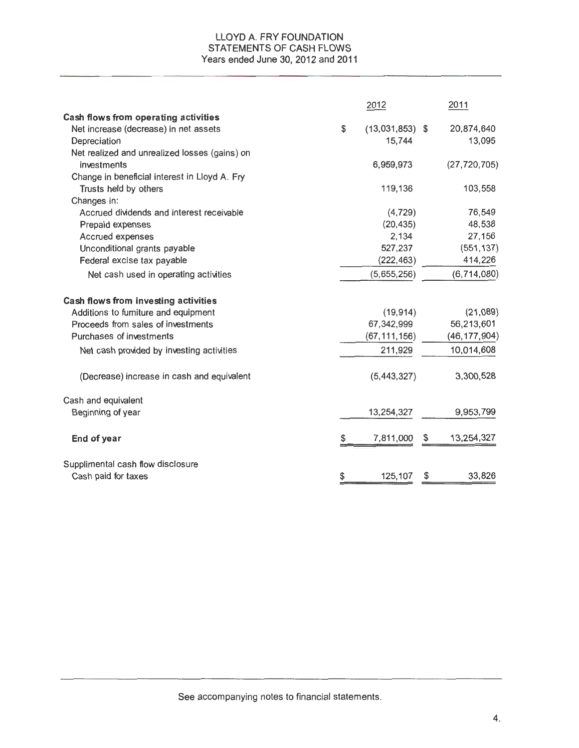# LLOYD A. FRY FOUNDATION
## STATEMENTS OF CASH FLOWS
### Years ended June 30, 2012 and 2011

| | 2012 | 2011 |
|---|---|---|
| **Cash flows from operating activities** | | |
| Net increase (decrease) in net assets | $ (13,031,853) | $ 20,874,640 |
| Depreciation | 15,744 | 13,095 |
| Net realized and unrealized losses (gains) on investments | 6,959,973 | (27,720,705) |
| Change in beneficial interest in Lloyd A. Fry Trusts held by others | 119,136 | 103,558 |
| Changes in: | | |
| Accrued dividends and interest receivable | (4,729) | 76,549 |
| Prepaid expenses | (20,435) | 48,538 |
| Accrued expenses | 2,134 | 27,156 |
| Unconditional grants payable | 527,237 | (551,137) |
| Federal excise tax payable | (222,463) | 414,226 |
| Net cash used in operating activities | (5,655,256) | (6,714,080) |
| **Cash flows from investing activities** | | |
| Additions to furniture and equipment | (19,914) | (21,089) |
| Proceeds from sales of investments | 67,342,999 | 56,213,601 |
| Purchases of investments | (67,111,156) | (46,177,904) |
| Net cash provided by investing activities | 211,929 | 10,014,608 |
| (Decrease) increase in cash and equivalent | (5,443,327) | 3,300,528 |
| Cash and equivalent | | |
| Beginning of year | 13,254,327 | 9,953,799 |
| **End of year** | $ 7,811,000 | $ 13,254,327 |
| Supplimental cash flow disclosure | | |
| Cash paid for taxes | $ 125,107 | $ 33,826 |

See accompanying notes to financial statements.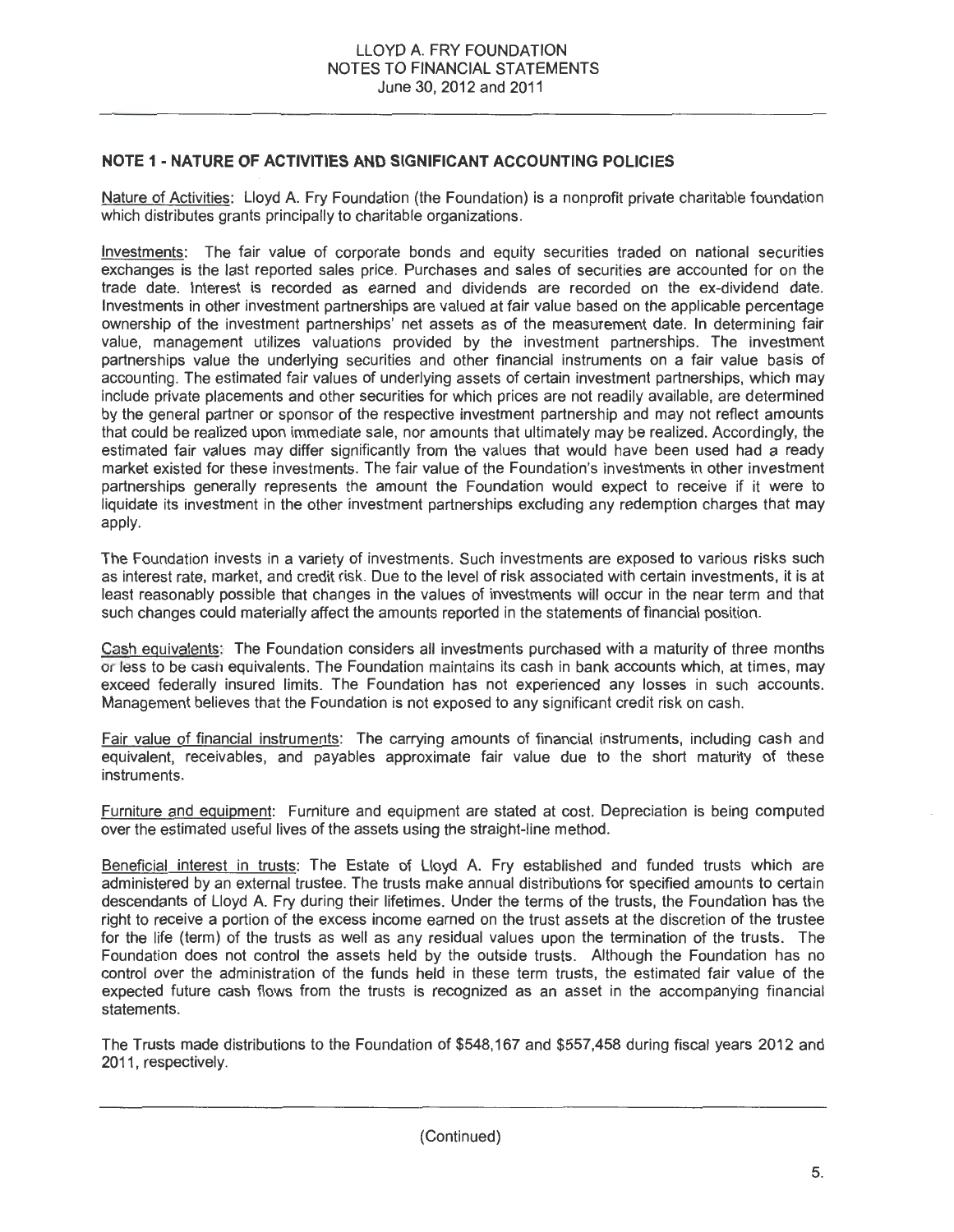# LLOYD A. FRY FOUNDATION
## NOTES TO FINANCIAL STATEMENTS
June 30, 2012 and 2011

## NOTE 1 - NATURE OF ACTIVITIES AND SIGNIFICANT ACCOUNTING POLICIES

Nature of Activities: Lloyd A. Fry Foundation (the Foundation) is a nonprofit private charitable foundation which distributes grants principally to charitable organizations.

Investments: The fair value of corporate bonds and equity securities traded on national securities exchanges is the last reported sales price. Purchases and sales of securities are accounted for on the trade date. Interest is recorded as earned and dividends are recorded on the ex-dividend date. Investments in other investment partnerships are valued at fair value based on the applicable percentage ownership of the investment partnerships' net assets as of the measurement date. In determining fair value, management utilizes valuations provided by the investment partnerships. The investment partnerships value the underlying securities and other financial instruments on a fair value basis of accounting. The estimated fair values of underlying assets of certain investment partnerships, which may include private placements and other securities for which prices are not readily available, are determined by the general partner or sponsor of the respective investment partnership and may not reflect amounts that could be realized upon immediate sale, nor amounts that ultimately may be realized. Accordingly, the estimated fair values may differ significantly from the values that would have been used had a ready market existed for these investments. The fair value of the Foundation's investments in other investment partnerships generally represents the amount the Foundation would expect to receive if it were to liquidate its investment in the other investment partnerships excluding any redemption charges that may apply.

The Foundation invests in a variety of investments. Such investments are exposed to various risks such as interest rate, market, and credit risk. Due to the level of risk associated with certain investments, it is at least reasonably possible that changes in the values of investments will occur in the near term and that such changes could materially affect the amounts reported in the statements of financial position.

Cash equivalents: The Foundation considers all investments purchased with a maturity of three months or less to be cash equivalents. The Foundation maintains its cash in bank accounts which, at times, may exceed federally insured limits. The Foundation has not experienced any losses in such accounts. Management believes that the Foundation is not exposed to any significant credit risk on cash.

Fair value of financial instruments: The carrying amounts of financial instruments, including cash and equivalent, receivables, and payables approximate fair value due to the short maturity of these instruments.

Furniture and equipment: Furniture and equipment are stated at cost. Depreciation is being computed over the estimated useful lives of the assets using the straight-line method.

Beneficial interest in trusts: The Estate of Lloyd A. Fry established and funded trusts which are administered by an external trustee. The trusts make annual distributions for specified amounts to certain descendants of Lloyd A. Fry during their lifetimes. Under the terms of the trusts, the Foundation has the right to receive a portion of the excess income earned on the trust assets at the discretion of the trustee for the life (term) of the trusts as well as any residual values upon the termination of the trusts. The Foundation does not control the assets held by the outside trusts. Although the Foundation has no control over the administration of the funds held in these term trusts, the estimated fair value of the expected future cash flows from the trusts is recognized as an asset in the accompanying financial statements.

The Trusts made distributions to the Foundation of $548,167 and $557,458 during fiscal years 2012 and 2011, respectively.

(Continued)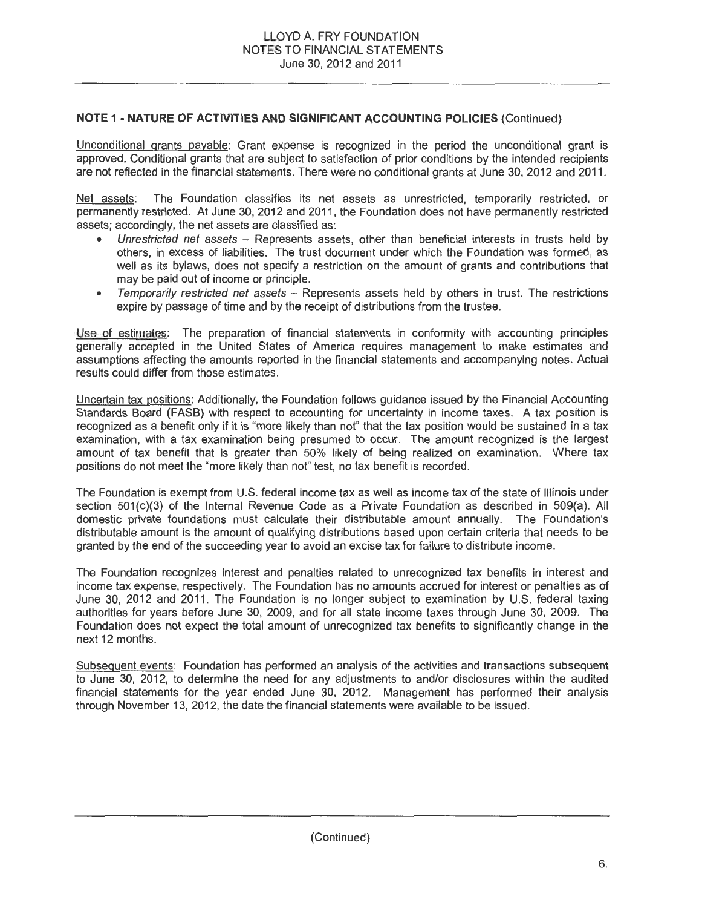## NOTE 1 - NATURE OF ACTIVITIES AND SIGNIFICANT ACCOUNTING POLICIES (Continued)

Unconditional grants payable: Grant expense is recognized in the period the unconditional grant is approved. Conditional grants that are subject to satisfaction of prior conditions by the intended recipients are not reflected in the financial statements. There were no conditional grants at June 30, 2012 and 2011.

Net assets: The Foundation classifies its net assets as unrestricted, temporarily restricted, or permanently restricted. At June 30, 2012 and 2011, the Foundation does not have permanently restricted assets; accordingly, the net assets are classified as:

- *Unrestricted net assets* – Represents assets, other than beneficial interests in trusts held by others, in excess of liabilities. The trust document under which the Foundation was formed, as well as its bylaws, does not specify a restriction on the amount of grants and contributions that may be paid out of income or principle.
- *Temporarily restricted net assets* – Represents assets held by others in trust. The restrictions expire by passage of time and by the receipt of distributions from the trustee.

Use of estimates: The preparation of financial statements in conformity with accounting principles generally accepted in the United States of America requires management to make estimates and assumptions affecting the amounts reported in the financial statements and accompanying notes. Actual results could differ from those estimates.

Uncertain tax positions: Additionally, the Foundation follows guidance issued by the Financial Accounting Standards Board (FASB) with respect to accounting for uncertainty in income taxes. A tax position is recognized as a benefit only if it is "more likely than not" that the tax position would be sustained in a tax examination, with a tax examination being presumed to occur. The amount recognized is the largest amount of tax benefit that is greater than 50% likely of being realized on examination. Where tax positions do not meet the "more likely than not" test, no tax benefit is recorded.

The Foundation is exempt from U.S. federal income tax as well as income tax of the state of Illinois under section 501(c)(3) of the Internal Revenue Code as a Private Foundation as described in 509(a). All domestic private foundations must calculate their distributable amount annually. The Foundation's distributable amount is the amount of qualifying distributions based upon certain criteria that needs to be granted by the end of the succeeding year to avoid an excise tax for failure to distribute income.

The Foundation recognizes interest and penalties related to unrecognized tax benefits in interest and income tax expense, respectively. The Foundation has no amounts accrued for interest or penalties as of June 30, 2012 and 2011. The Foundation is no longer subject to examination by U.S. federal taxing authorities for years before June 30, 2009, and for all state income taxes through June 30, 2009. The Foundation does not expect the total amount of unrecognized tax benefits to significantly change in the next 12 months.

Subsequent events: Foundation has performed an analysis of the activities and transactions subsequent to June 30, 2012, to determine the need for any adjustments to and/or disclosures within the audited financial statements for the year ended June 30, 2012. Management has performed their analysis through November 13, 2012, the date the financial statements were available to be issued.

(Continued)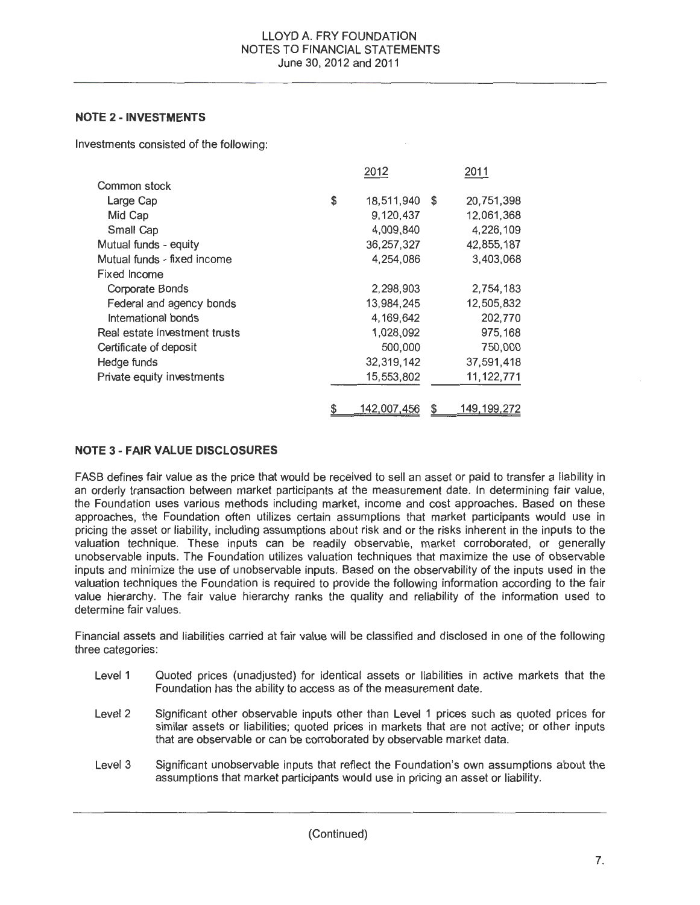## NOTE 2 - INVESTMENTS

Investments consisted of the following:

| | 2012 | 2011 |
|---|---|---|
| Common stock | | |
| Large Cap | $ 18,511,940 | $ 20,751,398 |
| Mid Cap | 9,120,437 | 12,061,368 |
| Small Cap | 4,009,840 | 4,226,109 |
| Mutual funds - equity | 36,257,327 | 42,855,187 |
| Mutual funds - fixed income | 4,254,086 | 3,403,068 |
| Fixed Income | | |
| Corporate Bonds | 2,298,903 | 2,754,183 |
| Federal and agency bonds | 13,984,245 | 12,505,832 |
| International bonds | 4,169,642 | 202,770 |
| Real estate investment trusts | 1,028,092 | 975,168 |
| Certificate of deposit | 500,000 | 750,000 |
| Hedge funds | 32,319,142 | 37,591,418 |
| Private equity investments | 15,553,802 | 11,122,771 |
| | $ 142,007,456 | $ 149,199,272 |

## NOTE 3 - FAIR VALUE DISCLOSURES

FASB defines fair value as the price that would be received to sell an asset or paid to transfer a liability in an orderly transaction between market participants at the measurement date. In determining fair value, the Foundation uses various methods including market, income and cost approaches. Based on these approaches, the Foundation often utilizes certain assumptions that market participants would use in pricing the asset or liability, including assumptions about risk and or the risks inherent in the inputs to the valuation technique. These inputs can be readily observable, market corroborated, or generally unobservable inputs. The Foundation utilizes valuation techniques that maximize the use of observable inputs and minimize the use of unobservable inputs. Based on the observability of the inputs used in the valuation techniques the Foundation is required to provide the following information according to the fair value hierarchy. The fair value hierarchy ranks the quality and reliability of the information used to determine fair values.

Financial assets and liabilities carried at fair value will be classified and disclosed in one of the following three categories:

- Level 1 Quoted prices (unadjusted) for identical assets or liabilities in active markets that the Foundation has the ability to access as of the measurement date.
- Level 2 Significant other observable inputs other than Level 1 prices such as quoted prices for similar assets or liabilities; quoted prices in markets that are not active; or other inputs that are observable or can be corroborated by observable market data.
- Level 3 Significant unobservable inputs that reflect the Foundation's own assumptions about the assumptions that market participants would use in pricing an asset or liability.

(Continued)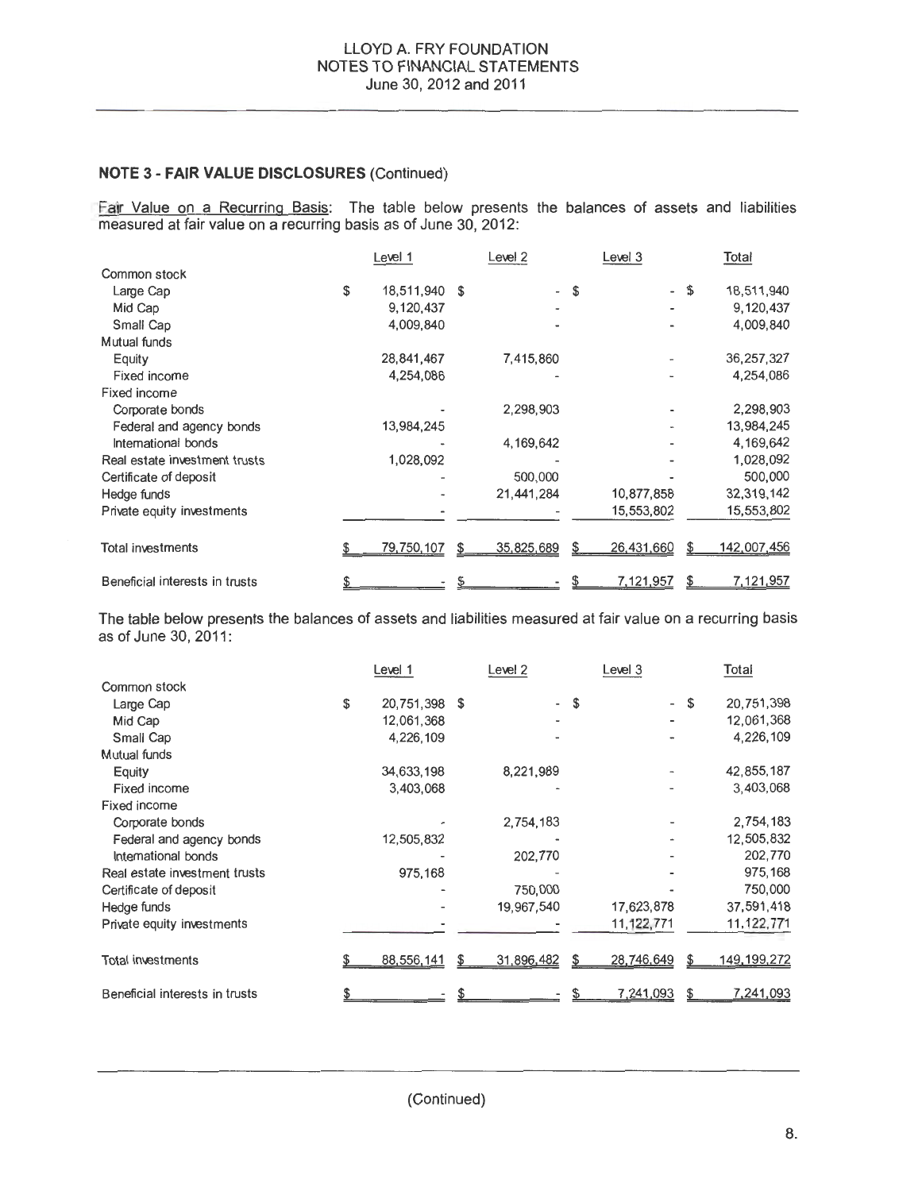## NOTE 3 - FAIR VALUE DISCLOSURES (Continued)

Fair Value on a Recurring Basis: The table below presents the balances of assets and liabilities measured at fair value on a recurring basis as of June 30, 2012:

| | Level 1 | Level 2 | Level 3 | Total |
|---|---|---|---|---|
| Common stock | | | | |
| Large Cap | $ 18,511,940 | $ - | $ - | $ 18,511,940 |
| Mid Cap | 9,120,437 | - | - | 9,120,437 |
| Small Cap | 4,009,840 | - | - | 4,009,840 |
| Mutual funds | | | | |
| Equity | 28,841,467 | 7,415,860 | - | 36,257,327 |
| Fixed income | 4,254,086 | - | - | 4,254,086 |
| Fixed income | | | | |
| Corporate bonds | - | 2,298,903 | - | 2,298,903 |
| Federal and agency bonds | 13,984,245 | - | - | 13,984,245 |
| International bonds | - | 4,169,642 | - | 4,169,642 |
| Real estate investment trusts | 1,028,092 | - | - | 1,028,092 |
| Certificate of deposit | - | 500,000 | - | 500,000 |
| Hedge funds | - | 21,441,284 | 10,877,858 | 32,319,142 |
| Private equity investments | - | - | 15,553,802 | 15,553,802 |
| Total investments | $ 79,750,107 | $ 35,825,689 | $ 26,431,660 | $ 142,007,456 |
| Beneficial interests in trusts | $ - | $ - | $ 7,121,957 | $ 7,121,957 |

The table below presents the balances of assets and liabilities measured at fair value on a recurring basis as of June 30, 2011:

| | Level 1 | Level 2 | Level 3 | Total |
|---|---|---|---|---|
| Common stock | | | | |
| Large Cap | $ 20,751,398 | $ - | $ - | $ 20,751,398 |
| Mid Cap | 12,061,368 | - | - | 12,061,368 |
| Small Cap | 4,226,109 | - | - | 4,226,109 |
| Mutual funds | | | | |
| Equity | 34,633,198 | 8,221,989 | - | 42,855,187 |
| Fixed income | 3,403,068 | - | - | 3,403,068 |
| Fixed income | | | | |
| Corporate bonds | - | 2,754,183 | - | 2,754,183 |
| Federal and agency bonds | 12,505,832 | - | - | 12,505,832 |
| International bonds | - | 202,770 | - | 202,770 |
| Real estate investment trusts | 975,168 | - | - | 975,168 |
| Certificate of deposit | - | 750,000 | - | 750,000 |
| Hedge funds | - | 19,967,540 | 17,623,878 | 37,591,418 |
| Private equity investments | - | - | 11,122,771 | 11,122,771 |
| Total investments | $ 88,556,141 | $ 31,896,482 | $ 28,746,649 | $ 149,199,272 |
| Beneficial interests in trusts | $ - | $ - | $ 7,241,093 | $ 7,241,093 |

(Continued)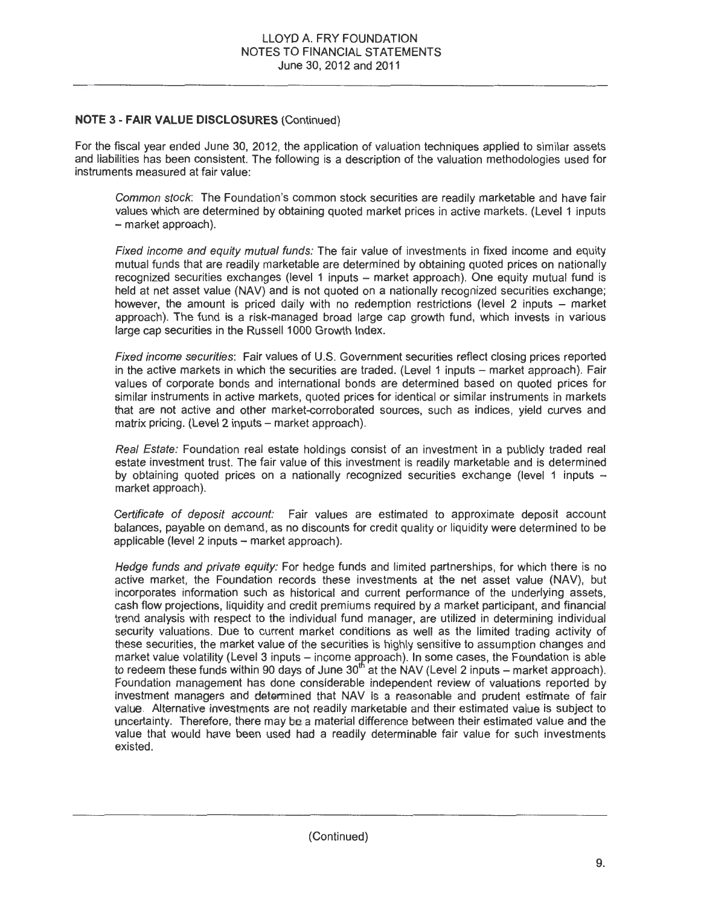### NOTE 3 - FAIR VALUE DISCLOSURES (Continued)

For the fiscal year ended June 30, 2012, the application of valuation techniques applied to similar assets and liabilities has been consistent. The following is a description of the valuation methodologies used for instruments measured at fair value:

*Common stock*: The Foundation's common stock securities are readily marketable and have fair values which are determined by obtaining quoted market prices in active markets. (Level 1 inputs – market approach).

*Fixed income and equity mutual funds:* The fair value of investments in fixed income and equity mutual funds that are readily marketable are determined by obtaining quoted prices on nationally recognized securities exchanges (level 1 inputs – market approach). One equity mutual fund is held at net asset value (NAV) and is not quoted on a nationally recognized securities exchange; however, the amount is priced daily with no redemption restrictions (level 2 inputs – market approach). The fund is a risk-managed broad large cap growth fund, which invests in various large cap securities in the Russell 1000 Growth Index.

*Fixed income securities*: Fair values of U.S. Government securities reflect closing prices reported in the active markets in which the securities are traded. (Level 1 inputs – market approach). Fair values of corporate bonds and international bonds are determined based on quoted prices for similar instruments in active markets, quoted prices for identical or similar instruments in markets that are not active and other market-corroborated sources, such as indices, yield curves and matrix pricing. (Level 2 inputs – market approach).

*Real Estate:* Foundation real estate holdings consist of an investment in a publicly traded real estate investment trust. The fair value of this investment is readily marketable and is determined by obtaining quoted prices on a nationally recognized securities exchange (level 1 inputs – market approach).

*Certificate of deposit account:* Fair values are estimated to approximate deposit account balances, payable on demand, as no discounts for credit quality or liquidity were determined to be applicable (level 2 inputs – market approach).

*Hedge funds and private equity:* For hedge funds and limited partnerships, for which there is no active market, the Foundation records these investments at the net asset value (NAV), but incorporates information such as historical and current performance of the underlying assets, cash flow projections, liquidity and credit premiums required by a market participant, and financial trend analysis with respect to the individual fund manager, are utilized in determining individual security valuations. Due to current market conditions as well as the limited trading activity of these securities, the market value of the securities is highly sensitive to assumption changes and market value volatility (Level 3 inputs – income approach). In some cases, the Foundation is able to redeem these funds within 90 days of June 30th at the NAV (Level 2 inputs – market approach). Foundation management has done considerable independent review of valuations reported by investment managers and determined that NAV is a reasonable and prudent estimate of fair value. Alternative investments are not readily marketable and their estimated value is subject to uncertainty. Therefore, there may be a material difference between their estimated value and the value that would have been used had a readily determinable fair value for such investments existed.

(Continued)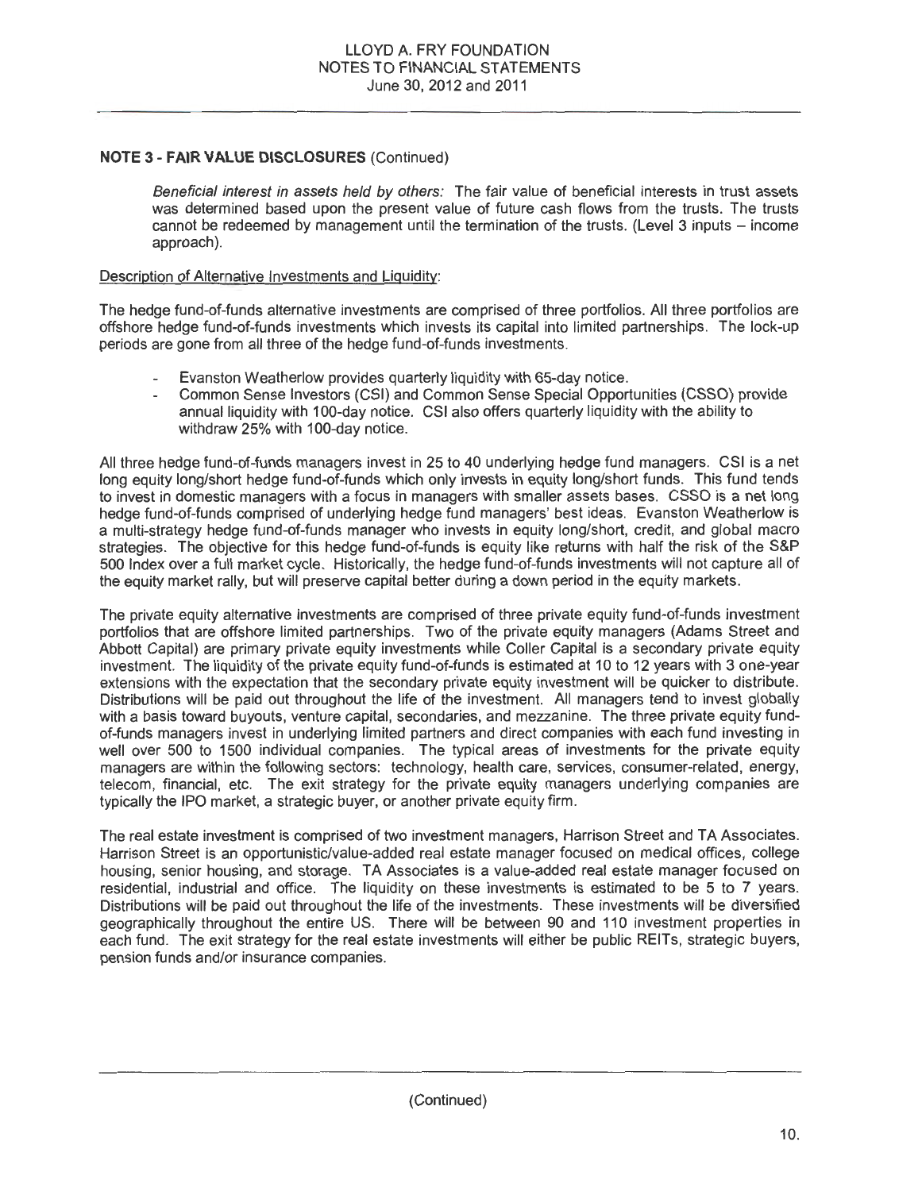## NOTE 3 - FAIR VALUE DISCLOSURES (Continued)

*Beneficial interest in assets held by others:* The fair value of beneficial interests in trust assets was determined based upon the present value of future cash flows from the trusts. The trusts cannot be redeemed by management until the termination of the trusts. (Level 3 inputs – income approach).

Description of Alternative Investments and Liquidity:

The hedge fund-of-funds alternative investments are comprised of three portfolios. All three portfolios are offshore hedge fund-of-funds investments which invests its capital into limited partnerships. The lock-up periods are gone from all three of the hedge fund-of-funds investments.

- Evanston Weatherlow provides quarterly liquidity with 65-day notice.
- Common Sense Investors (CSI) and Common Sense Special Opportunities (CSSO) provide annual liquidity with 100-day notice. CSI also offers quarterly liquidity with the ability to withdraw 25% with 100-day notice.

All three hedge fund-of-funds managers invest in 25 to 40 underlying hedge fund managers. CSI is a net long equity long/short hedge fund-of-funds which only invests in equity long/short funds. This fund tends to invest in domestic managers with a focus in managers with smaller assets bases. CSSO is a net long hedge fund-of-funds comprised of underlying hedge fund managers' best ideas. Evanston Weatherlow is a multi-strategy hedge fund-of-funds manager who invests in equity long/short, credit, and global macro strategies. The objective for this hedge fund-of-funds is equity like returns with half the risk of the S&P 500 Index over a full market cycle. Historically, the hedge fund-of-funds investments will not capture all of the equity market rally, but will preserve capital better during a down period in the equity markets.

The private equity alternative investments are comprised of three private equity fund-of-funds investment portfolios that are offshore limited partnerships. Two of the private equity managers (Adams Street and Abbott Capital) are primary private equity investments while Coller Capital is a secondary private equity investment. The liquidity of the private equity fund-of-funds is estimated at 10 to 12 years with 3 one-year extensions with the expectation that the secondary private equity investment will be quicker to distribute. Distributions will be paid out throughout the life of the investment. All managers tend to invest globally with a basis toward buyouts, venture capital, secondaries, and mezzanine. The three private equity fund-of-funds managers invest in underlying limited partners and direct companies with each fund investing in well over 500 to 1500 individual companies. The typical areas of investments for the private equity managers are within the following sectors: technology, health care, services, consumer-related, energy, telecom, financial, etc. The exit strategy for the private equity managers underlying companies are typically the IPO market, a strategic buyer, or another private equity firm.

The real estate investment is comprised of two investment managers, Harrison Street and TA Associates. Harrison Street is an opportunistic/value-added real estate manager focused on medical offices, college housing, senior housing, and storage. TA Associates is a value-added real estate manager focused on residential, industrial and office. The liquidity on these investments is estimated to be 5 to 7 years. Distributions will be paid out throughout the life of the investments. These investments will be diversified geographically throughout the entire US. There will be between 90 and 110 investment properties in each fund. The exit strategy for the real estate investments will either be public REITs, strategic buyers, pension funds and/or insurance companies.

(Continued)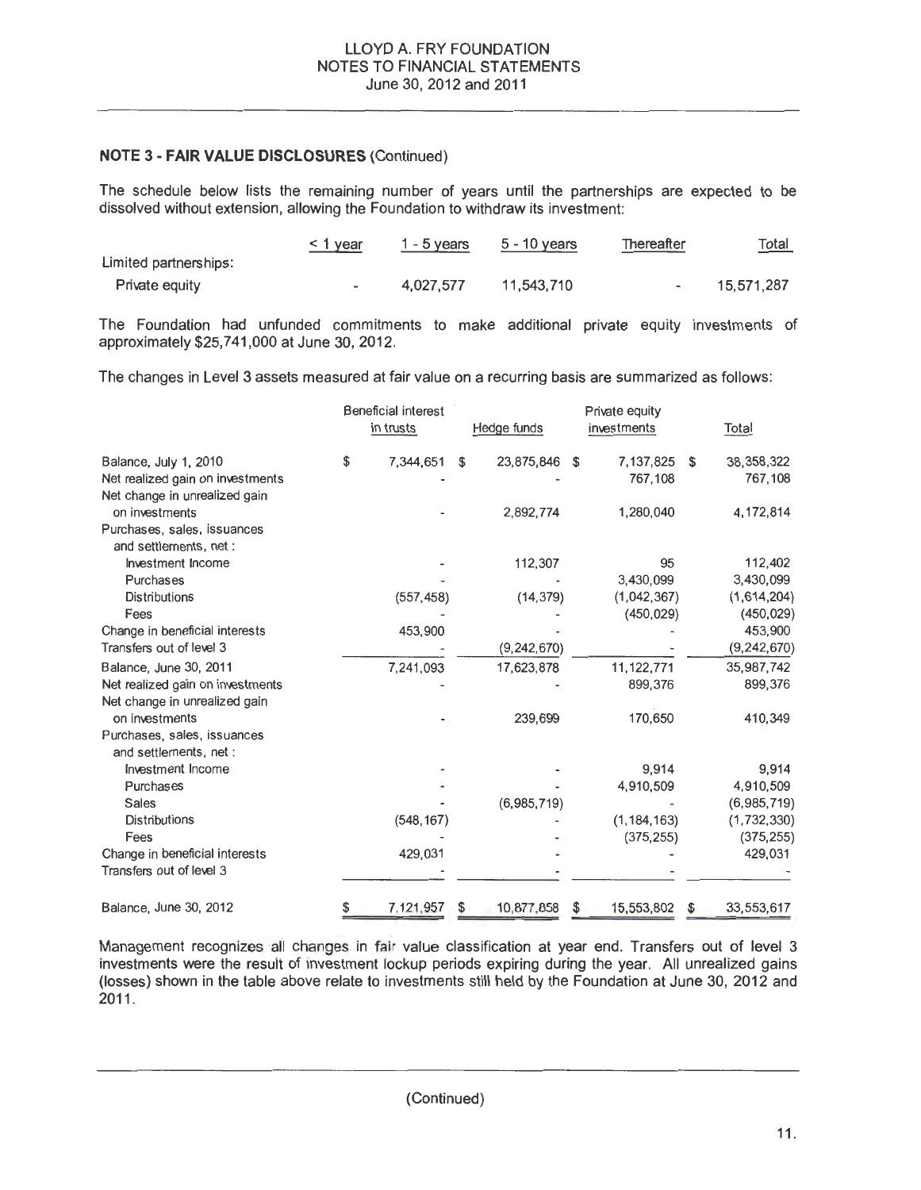### NOTE 3 - FAIR VALUE DISCLOSURES (Continued)

The schedule below lists the remaining number of years until the partnerships are expected to be dissolved without extension, allowing the Foundation to withdraw its investment:

| | < 1 year | 1 - 5 years | 5 - 10 years | Thereafter | Total |
|---|---|---|---|---|---|
| Limited partnerships: | | | | | |
| Private equity | - | 4,027,577 | 11,543,710 | - | 15,571,287 |

The Foundation had unfunded commitments to make additional private equity investments of approximately $25,741,000 at June 30, 2012.

The changes in Level 3 assets measured at fair value on a recurring basis are summarized as follows:

| | Beneficial interest in trusts | Hedge funds | Private equity investments | Total |
|---|---|---|---|---|
| Balance, July 1, 2010 | $ 7,344,651 | $ 23,875,846 | $ 7,137,825 | $ 38,358,322 |
| Net realized gain on investments | - | - | 767,108 | 767,108 |
| Net change in unrealized gain on investments | - | 2,892,774 | 1,280,040 | 4,172,814 |
| Purchases, sales, issuances and settlements, net : | | | | |
| Investment Income | - | 112,307 | 95 | 112,402 |
| Purchases | - | - | 3,430,099 | 3,430,099 |
| Distributions | (557,458) | (14,379) | (1,042,367) | (1,614,204) |
| Fees | - | - | (450,029) | (450,029) |
| Change in beneficial interests | 453,900 | - | - | 453,900 |
| Transfers out of level 3 | - | (9,242,670) | - | (9,242,670) |
| Balance, June 30, 2011 | 7,241,093 | 17,623,878 | 11,122,771 | 35,987,742 |
| Net realized gain on investments | - | - | 899,376 | 899,376 |
| Net change in unrealized gain on investments | - | 239,699 | 170,650 | 410,349 |
| Purchases, sales, issuances and settlements, net : | | | | |
| Investment Income | - | - | 9,914 | 9,914 |
| Purchases | - | - | 4,910,509 | 4,910,509 |
| Sales | - | (6,985,719) | - | (6,985,719) |
| Distributions | (548,167) | - | (1,184,163) | (1,732,330) |
| Fees | - | - | (375,255) | (375,255) |
| Change in beneficial interests | 429,031 | - | - | 429,031 |
| Transfers out of level 3 | - | - | - | - |
| Balance, June 30, 2012 | $ 7,121,957 | $ 10,877,858 | $ 15,553,802 | $ 33,553,617 |

Management recognizes all changes in fair value classification at year end. Transfers out of level 3 investments were the result of investment lockup periods expiring during the year. All unrealized gains (losses) shown in the table above relate to investments still held by the Foundation at June 30, 2012 and 2011.

(Continued)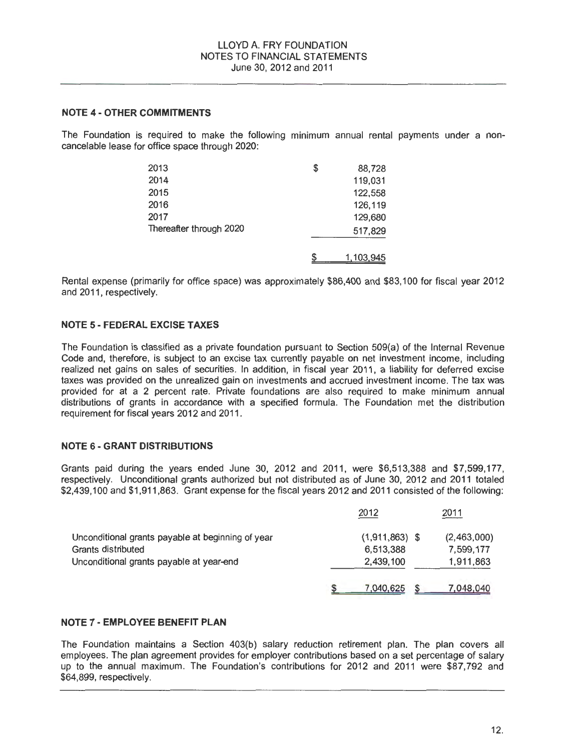## NOTE 4 - OTHER COMMITMENTS

The Foundation is required to make the following minimum annual rental payments under a non-cancelable lease for office space through 2020:

| | |
|---|---|
| 2013 | $ 88,728 |
| 2014 | 119,031 |
| 2015 | 122,558 |
| 2016 | 126,119 |
| 2017 | 129,680 |
| Thereafter through 2020 | 517,829 |
| | $ 1,103,945 |

Rental expense (primarily for office space) was approximately $86,400 and $83,100 for fiscal year 2012 and 2011, respectively.

## NOTE 5 - FEDERAL EXCISE TAXES

The Foundation is classified as a private foundation pursuant to Section 509(a) of the Internal Revenue Code and, therefore, is subject to an excise tax currently payable on net investment income, including realized net gains on sales of securities. In addition, in fiscal year 2011, a liability for deferred excise taxes was provided on the unrealized gain on investments and accrued investment income. The tax was provided for at a 2 percent rate. Private foundations are also required to make minimum annual distributions of grants in accordance with a specified formula. The Foundation met the distribution requirement for fiscal years 2012 and 2011.

## NOTE 6 - GRANT DISTRIBUTIONS

Grants paid during the years ended June 30, 2012 and 2011, were $6,513,388 and $7,599,177, respectively. Unconditional grants authorized but not distributed as of June 30, 2012 and 2011 totaled $2,439,100 and $1,911,863. Grant expense for the fiscal years 2012 and 2011 consisted of the following:

| | 2012 | 2011 |
|---|---|---|
| Unconditional grants payable at beginning of year | (1,911,863) | $ (2,463,000) |
| Grants distributed | 6,513,388 | 7,599,177 |
| Unconditional grants payable at year-end | 2,439,100 | 1,911,863 |
| | $ 7,040,625 | $ 7,048,040 |

## NOTE 7 - EMPLOYEE BENEFIT PLAN

The Foundation maintains a Section 403(b) salary reduction retirement plan. The plan covers all employees. The plan agreement provides for employer contributions based on a set percentage of salary up to the annual maximum. The Foundation's contributions for 2012 and 2011 were $87,792 and $64,899, respectively.